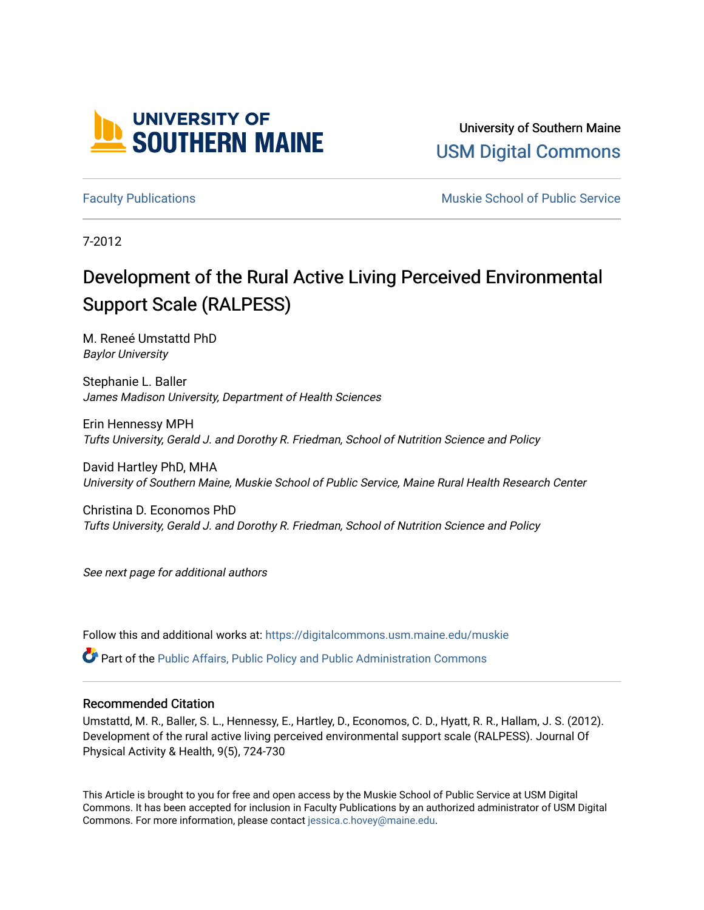University of Southern Maine

USM Digital Commons

Faculty Publications

Muskie School of Public Service

7-2012

# Development of the Rural Active Living Perceived Environmental Support Scale (RALPESS)

M. Reneé Umstattd PhD
*Baylor University*

Stephanie L. Baller
*James Madison University, Department of Health Sciences*

Erin Hennessy MPH
*Tufts University, Gerald J. and Dorothy R. Friedman, School of Nutrition Science and Policy*

David Hartley PhD, MHA
*University of Southern Maine, Muskie School of Public Service, Maine Rural Health Research Center*

Christina D. Economos PhD
*Tufts University, Gerald J. and Dorothy R. Friedman, School of Nutrition Science and Policy*

*See next page for additional authors*

Follow this and additional works at: https://digitalcommons.usm.maine.edu/muskie

Part of the Public Affairs, Public Policy and Public Administration Commons

## Recommended Citation

Umstattd, M. R., Baller, S. L., Hennessy, E., Hartley, D., Economos, C. D., Hyatt, R. R., Hallam, J. S. (2012). Development of the rural active living perceived environmental support scale (RALPESS). Journal Of Physical Activity & Health, 9(5), 724-730

This Article is brought to you for free and open access by the Muskie School of Public Service at USM Digital Commons. It has been accepted for inclusion in Faculty Publications by an authorized administrator of USM Digital Commons. For more information, please contact jessica.c.hovey@maine.edu.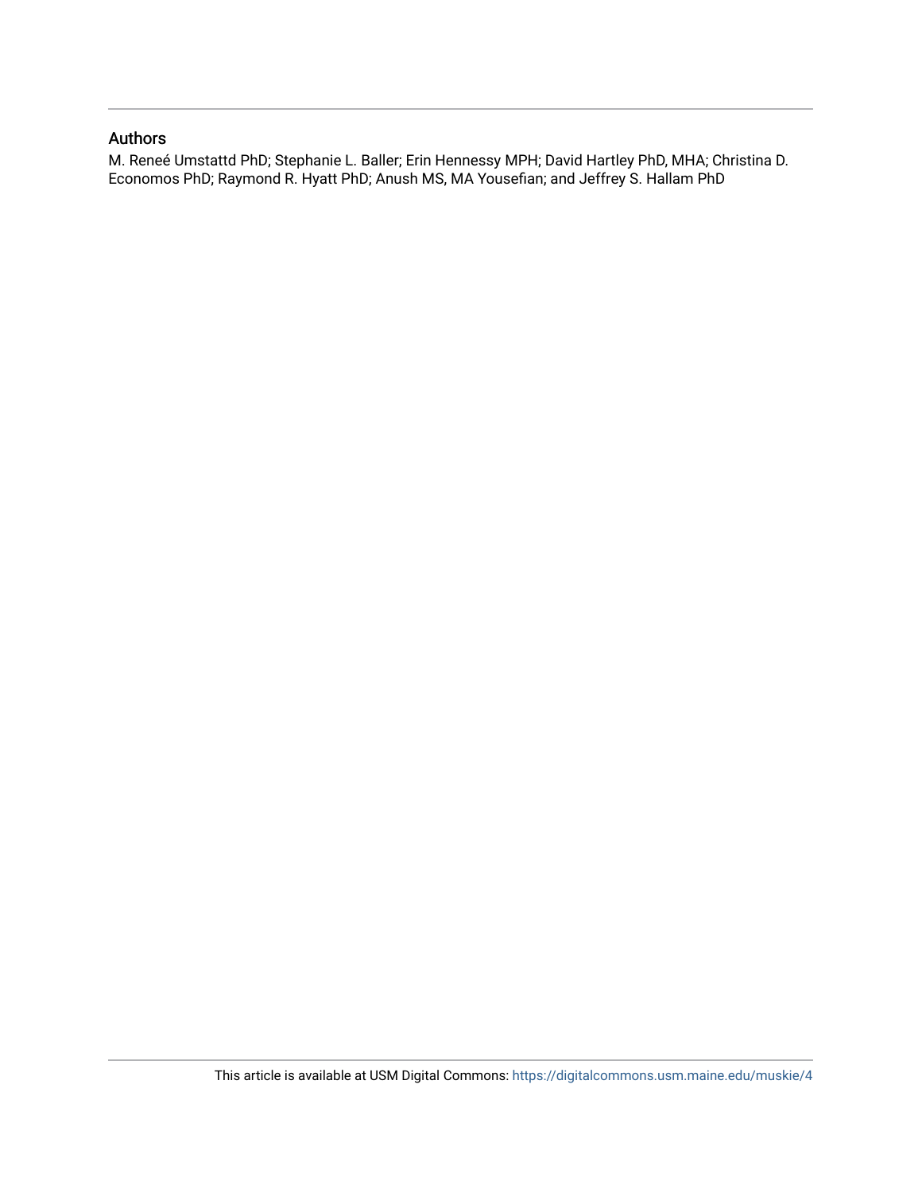## Authors

M. Reneé Umstattd PhD; Stephanie L. Baller; Erin Hennessy MPH; David Hartley PhD, MHA; Christina D. Economos PhD; Raymond R. Hyatt PhD; Anush MS, MA Yousefian; and Jeffrey S. Hallam PhD

This article is available at USM Digital Commons: https://digitalcommons.usm.maine.edu/muskie/4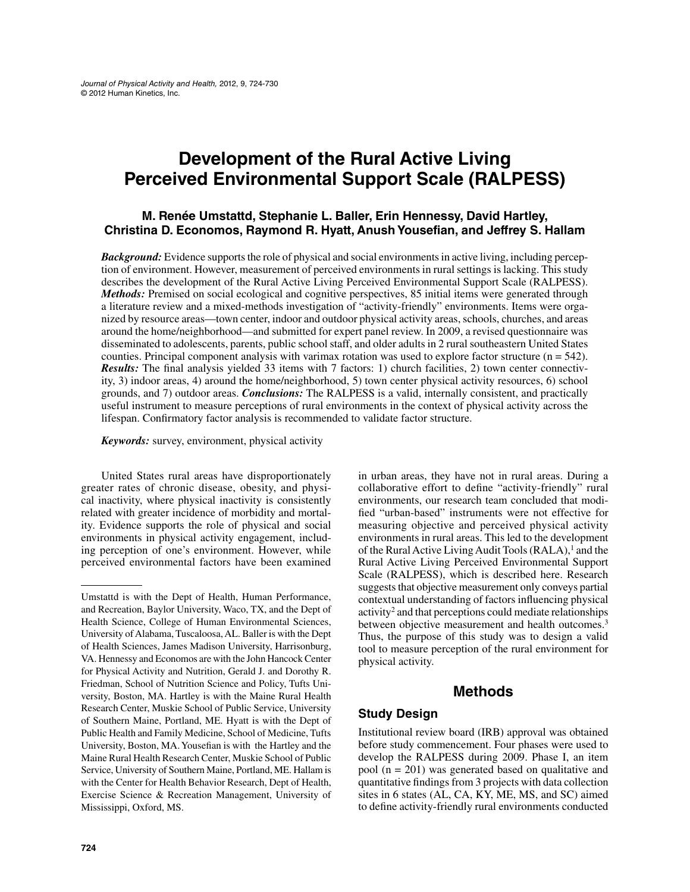# Development of the Rural Active Living Perceived Environmental Support Scale (RALPESS)

**M. Renée Umstattd, Stephanie L. Baller, Erin Hennessy, David Hartley, Christina D. Economos, Raymond R. Hyatt, Anush Yousefian, and Jeffrey S. Hallam**

***Background:*** Evidence supports the role of physical and social environments in active living, including perception of environment. However, measurement of perceived environments in rural settings is lacking. This study describes the development of the Rural Active Living Perceived Environmental Support Scale (RALPESS). ***Methods:*** Premised on social ecological and cognitive perspectives, 85 initial items were generated through a literature review and a mixed-methods investigation of "activity-friendly" environments. Items were organized by resource areas—town center, indoor and outdoor physical activity areas, schools, churches, and areas around the home/neighborhood—and submitted for expert panel review. In 2009, a revised questionnaire was disseminated to adolescents, parents, public school staff, and older adults in 2 rural southeastern United States counties. Principal component analysis with varimax rotation was used to explore factor structure (n = 542). ***Results:*** The final analysis yielded 33 items with 7 factors: 1) church facilities, 2) town center connectivity, 3) indoor areas, 4) around the home/neighborhood, 5) town center physical activity resources, 6) school grounds, and 7) outdoor areas. ***Conclusions:*** The RALPESS is a valid, internally consistent, and practically useful instrument to measure perceptions of rural environments in the context of physical activity across the lifespan. Confirmatory factor analysis is recommended to validate factor structure.

***Keywords:*** survey, environment, physical activity

United States rural areas have disproportionately greater rates of chronic disease, obesity, and physical inactivity, where physical inactivity is consistently related with greater incidence of morbidity and mortality. Evidence supports the role of physical and social environments in physical activity engagement, including perception of one's environment. However, while perceived environmental factors have been examined in urban areas, they have not in rural areas. During a collaborative effort to define "activity-friendly" rural environments, our research team concluded that modified "urban-based" instruments were not effective for measuring objective and perceived physical activity environments in rural areas. This led to the development of the Rural Active Living Audit Tools (RALA),[1] and the Rural Active Living Perceived Environmental Support Scale (RALPESS), which is described here. Research suggests that objective measurement only conveys partial contextual understanding of factors influencing physical activity[2] and that perceptions could mediate relationships between objective measurement and health outcomes.[3] Thus, the purpose of this study was to design a valid tool to measure perception of the rural environment for physical activity.

Umstattd is with the Dept of Health, Human Performance, and Recreation, Baylor University, Waco, TX, and the Dept of Health Science, College of Human Environmental Sciences, University of Alabama, Tuscaloosa, AL. Baller is with the Dept of Health Sciences, James Madison University, Harrisonburg, VA. Hennessy and Economos are with the John Hancock Center for Physical Activity and Nutrition, Gerald J. and Dorothy R. Friedman, School of Nutrition Science and Policy, Tufts University, Boston, MA. Hartley is with the Maine Rural Health Research Center, Muskie School of Public Service, University of Southern Maine, Portland, ME. Hyatt is with the Dept of Public Health and Family Medicine, School of Medicine, Tufts University, Boston, MA. Yousefian is with the Hartley and the Maine Rural Health Research Center, Muskie School of Public Service, University of Southern Maine, Portland, ME. Hallam is with the Center for Health Behavior Research, Dept of Health, Exercise Science & Recreation Management, University of Mississippi, Oxford, MS.

## Methods

### Study Design

Institutional review board (IRB) approval was obtained before study commencement. Four phases were used to develop the RALPESS during 2009. Phase I, an item pool (n = 201) was generated based on qualitative and quantitative findings from 3 projects with data collection sites in 6 states (AL, CA, KY, ME, MS, and SC) aimed to define activity-friendly rural environments conducted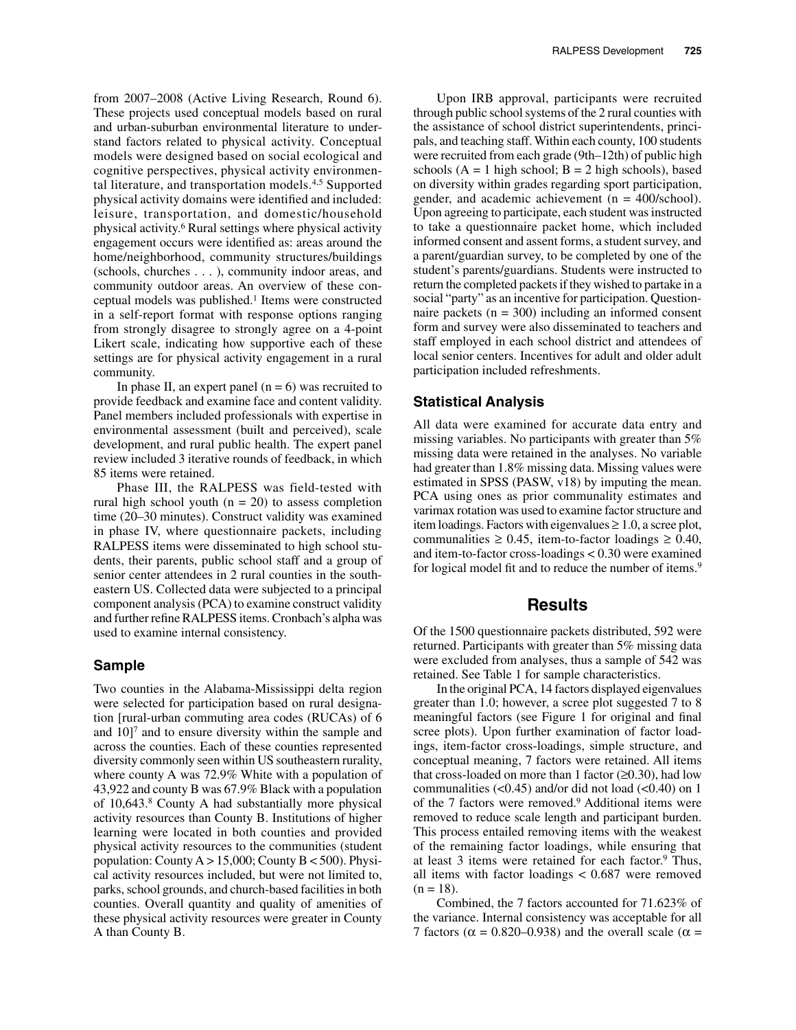from 2007–2008 (Active Living Research, Round 6). These projects used conceptual models based on rural and urban-suburban environmental literature to understand factors related to physical activity. Conceptual models were designed based on social ecological and cognitive perspectives, physical activity environmental literature, and transportation models.[4,5] Supported physical activity domains were identified and included: leisure, transportation, and domestic/household physical activity.[6] Rural settings where physical activity engagement occurs were identified as: areas around the home/neighborhood, community structures/buildings (schools, churches . . . ), community indoor areas, and community outdoor areas. An overview of these conceptual models was published.[1] Items were constructed in a self-report format with response options ranging from strongly disagree to strongly agree on a 4-point Likert scale, indicating how supportive each of these settings are for physical activity engagement in a rural community.

In phase II, an expert panel (n = 6) was recruited to provide feedback and examine face and content validity. Panel members included professionals with expertise in environmental assessment (built and perceived), scale development, and rural public health. The expert panel review included 3 iterative rounds of feedback, in which 85 items were retained.

Phase III, the RALPESS was field-tested with rural high school youth (n = 20) to assess completion time (20–30 minutes). Construct validity was examined in phase IV, where questionnaire packets, including RALPESS items were disseminated to high school students, their parents, public school staff and a group of senior center attendees in 2 rural counties in the southeastern US. Collected data were subjected to a principal component analysis (PCA) to examine construct validity and further refine RALPESS items. Cronbach's alpha was used to examine internal consistency.

## Sample

Two counties in the Alabama-Mississippi delta region were selected for participation based on rural designation [rural-urban commuting area codes (RUCAs) of 6 and 10][7] and to ensure diversity within the sample and across the counties. Each of these counties represented diversity commonly seen within US southeastern rurality, where county A was 72.9% White with a population of 43,922 and county B was 67.9% Black with a population of 10,643.[8] County A had substantially more physical activity resources than County B. Institutions of higher learning were located in both counties and provided physical activity resources to the communities (student population: County A > 15,000; County B < 500). Physical activity resources included, but were not limited to, parks, school grounds, and church-based facilities in both counties. Overall quantity and quality of amenities of these physical activity resources were greater in County A than County B.

Upon IRB approval, participants were recruited through public school systems of the 2 rural counties with the assistance of school district superintendents, principals, and teaching staff. Within each county, 100 students were recruited from each grade (9th–12th) of public high schools (A = 1 high school; B = 2 high schools), based on diversity within grades regarding sport participation, gender, and academic achievement (n = 400/school). Upon agreeing to participate, each student was instructed to take a questionnaire packet home, which included informed consent and assent forms, a student survey, and a parent/guardian survey, to be completed by one of the student's parents/guardians. Students were instructed to return the completed packets if they wished to partake in a social "party" as an incentive for participation. Questionnaire packets (n = 300) including an informed consent form and survey were also disseminated to teachers and staff employed in each school district and attendees of local senior centers. Incentives for adult and older adult participation included refreshments.

## Statistical Analysis

All data were examined for accurate data entry and missing variables. No participants with greater than 5% missing data were retained in the analyses. No variable had greater than 1.8% missing data. Missing values were estimated in SPSS (PASW, v18) by imputing the mean. PCA using ones as prior communality estimates and varimax rotation was used to examine factor structure and item loadings. Factors with eigenvalues ≥ 1.0, a scree plot, communalities ≥ 0.45, item-to-factor loadings ≥ 0.40, and item-to-factor cross-loadings < 0.30 were examined for logical model fit and to reduce the number of items.[9]

# Results

Of the 1500 questionnaire packets distributed, 592 were returned. Participants with greater than 5% missing data were excluded from analyses, thus a sample of 542 was retained. See Table 1 for sample characteristics.

In the original PCA, 14 factors displayed eigenvalues greater than 1.0; however, a scree plot suggested 7 to 8 meaningful factors (see Figure 1 for original and final scree plots). Upon further examination of factor loadings, item-factor cross-loadings, simple structure, and conceptual meaning, 7 factors were retained. All items that cross-loaded on more than 1 factor (≥0.30), had low communalities (<0.45) and/or did not load (<0.40) on 1 of the 7 factors were removed.[9] Additional items were removed to reduce scale length and participant burden. This process entailed removing items with the weakest of the remaining factor loadings, while ensuring that at least 3 items were retained for each factor.[9] Thus, all items with factor loadings < 0.687 were removed (n = 18).

Combined, the 7 factors accounted for 71.623% of the variance. Internal consistency was acceptable for all 7 factors ($\alpha$ = 0.820–0.938) and the overall scale ($\alpha$ =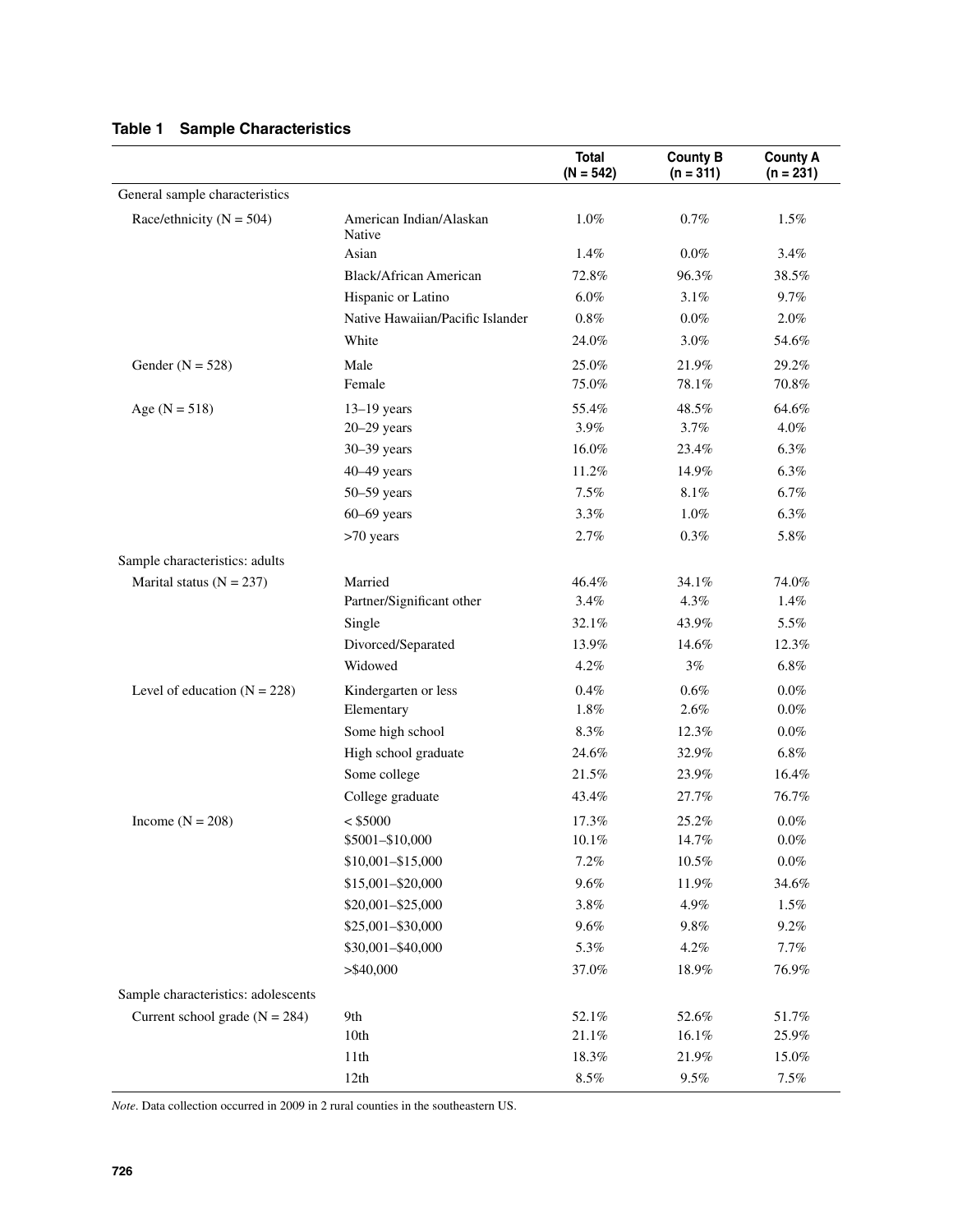**Table 1 Sample Characteristics**

| | | Total (N = 542) | County B (n = 311) | County A (n = 231) |
|---|---|---|---|---|
| General sample characteristics | | | | |
| Race/ethnicity (N = 504) | American Indian/Alaskan Native | 1.0% | 0.7% | 1.5% |
| | Asian | 1.4% | 0.0% | 3.4% |
| | Black/African American | 72.8% | 96.3% | 38.5% |
| | Hispanic or Latino | 6.0% | 3.1% | 9.7% |
| | Native Hawaiian/Pacific Islander | 0.8% | 0.0% | 2.0% |
| | White | 24.0% | 3.0% | 54.6% |
| Gender (N = 528) | Male | 25.0% | 21.9% | 29.2% |
| | Female | 75.0% | 78.1% | 70.8% |
| Age (N = 518) | 13–19 years | 55.4% | 48.5% | 64.6% |
| | 20–29 years | 3.9% | 3.7% | 4.0% |
| | 30–39 years | 16.0% | 23.4% | 6.3% |
| | 40–49 years | 11.2% | 14.9% | 6.3% |
| | 50–59 years | 7.5% | 8.1% | 6.7% |
| | 60–69 years | 3.3% | 1.0% | 6.3% |
| | >70 years | 2.7% | 0.3% | 5.8% |
| Sample characteristics: adults | | | | |
| Marital status (N = 237) | Married | 46.4% | 34.1% | 74.0% |
| | Partner/Significant other | 3.4% | 4.3% | 1.4% |
| | Single | 32.1% | 43.9% | 5.5% |
| | Divorced/Separated | 13.9% | 14.6% | 12.3% |
| | Widowed | 4.2% | 3% | 6.8% |
| Level of education (N = 228) | Kindergarten or less | 0.4% | 0.6% | 0.0% |
| | Elementary | 1.8% | 2.6% | 0.0% |
| | Some high school | 8.3% | 12.3% | 0.0% |
| | High school graduate | 24.6% | 32.9% | 6.8% |
| | Some college | 21.5% | 23.9% | 16.4% |
| | College graduate | 43.4% | 27.7% | 76.7% |
| Income (N = 208) | < $5000 | 17.3% | 25.2% | 0.0% |
| | $5001–$10,000 | 10.1% | 14.7% | 0.0% |
| | $10,001–$15,000 | 7.2% | 10.5% | 0.0% |
| | $15,001–$20,000 | 9.6% | 11.9% | 34.6% |
| | $20,001–$25,000 | 3.8% | 4.9% | 1.5% |
| | $25,001–$30,000 | 9.6% | 9.8% | 9.2% |
| | $30,001–$40,000 | 5.3% | 4.2% | 7.7% |
| | >$40,000 | 37.0% | 18.9% | 76.9% |
| Sample characteristics: adolescents | | | | |
| Current school grade (N = 284) | 9th | 52.1% | 52.6% | 51.7% |
| | 10th | 21.1% | 16.1% | 25.9% |
| | 11th | 18.3% | 21.9% | 15.0% |
| | 12th | 8.5% | 9.5% | 7.5% |

*Note*. Data collection occurred in 2009 in 2 rural counties in the southeastern US.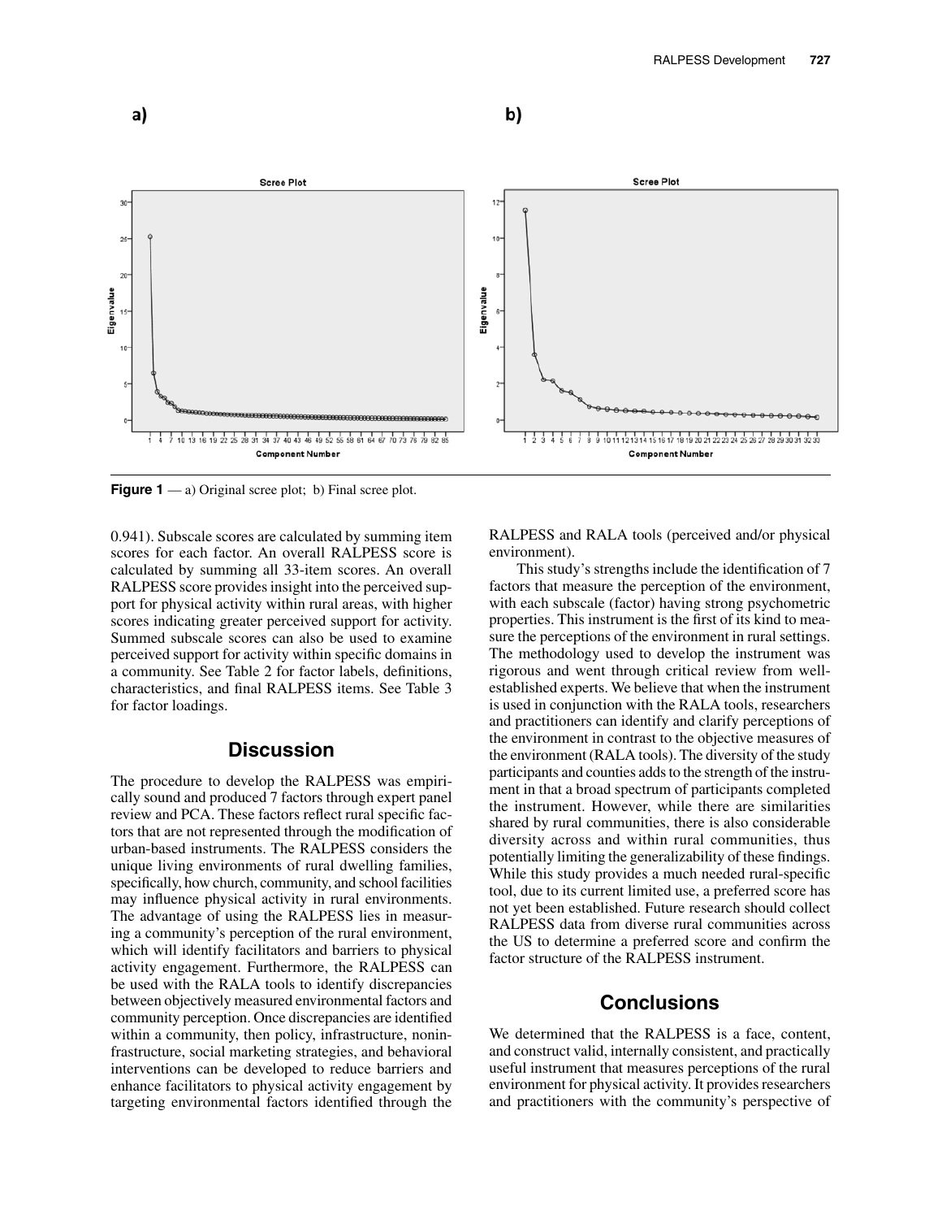**Figure 1** — a) Original scree plot; b) Final scree plot.

0.941). Subscale scores are calculated by summing item scores for each factor. An overall RALPESS score is calculated by summing all 33-item scores. An overall RALPESS score provides insight into the perceived support for physical activity within rural areas, with higher scores indicating greater perceived support for activity. Summed subscale scores can also be used to examine perceived support for activity within specific domains in a community. See Table 2 for factor labels, definitions, characteristics, and final RALPESS items. See Table 3 for factor loadings.

## Discussion

The procedure to develop the RALPESS was empirically sound and produced 7 factors through expert panel review and PCA. These factors reflect rural specific factors that are not represented through the modification of urban-based instruments. The RALPESS considers the unique living environments of rural dwelling families, specifically, how church, community, and school facilities may influence physical activity in rural environments. The advantage of using the RALPESS lies in measuring a community's perception of the rural environment, which will identify facilitators and barriers to physical activity engagement. Furthermore, the RALPESS can be used with the RALA tools to identify discrepancies between objectively measured environmental factors and community perception. Once discrepancies are identified within a community, then policy, infrastructure, noninfrastructure, social marketing strategies, and behavioral interventions can be developed to reduce barriers and enhance facilitators to physical activity engagement by targeting environmental factors identified through the RALPESS and RALA tools (perceived and/or physical environment).

This study's strengths include the identification of 7 factors that measure the perception of the environment, with each subscale (factor) having strong psychometric properties. This instrument is the first of its kind to measure the perceptions of the environment in rural settings. The methodology used to develop the instrument was rigorous and went through critical review from well-established experts. We believe that when the instrument is used in conjunction with the RALA tools, researchers and practitioners can identify and clarify perceptions of the environment in contrast to the objective measures of the environment (RALA tools). The diversity of the study participants and counties adds to the strength of the instrument in that a broad spectrum of participants completed the instrument. However, while there are similarities shared by rural communities, there is also considerable diversity across and within rural communities, thus potentially limiting the generalizability of these findings. While this study provides a much needed rural-specific tool, due to its current limited use, a preferred score has not yet been established. Future research should collect RALPESS data from diverse rural communities across the US to determine a preferred score and confirm the factor structure of the RALPESS instrument.

## Conclusions

We determined that the RALPESS is a face, content, and construct valid, internally consistent, and practically useful instrument that measures perceptions of the rural environment for physical activity. It provides researchers and practitioners with the community's perspective of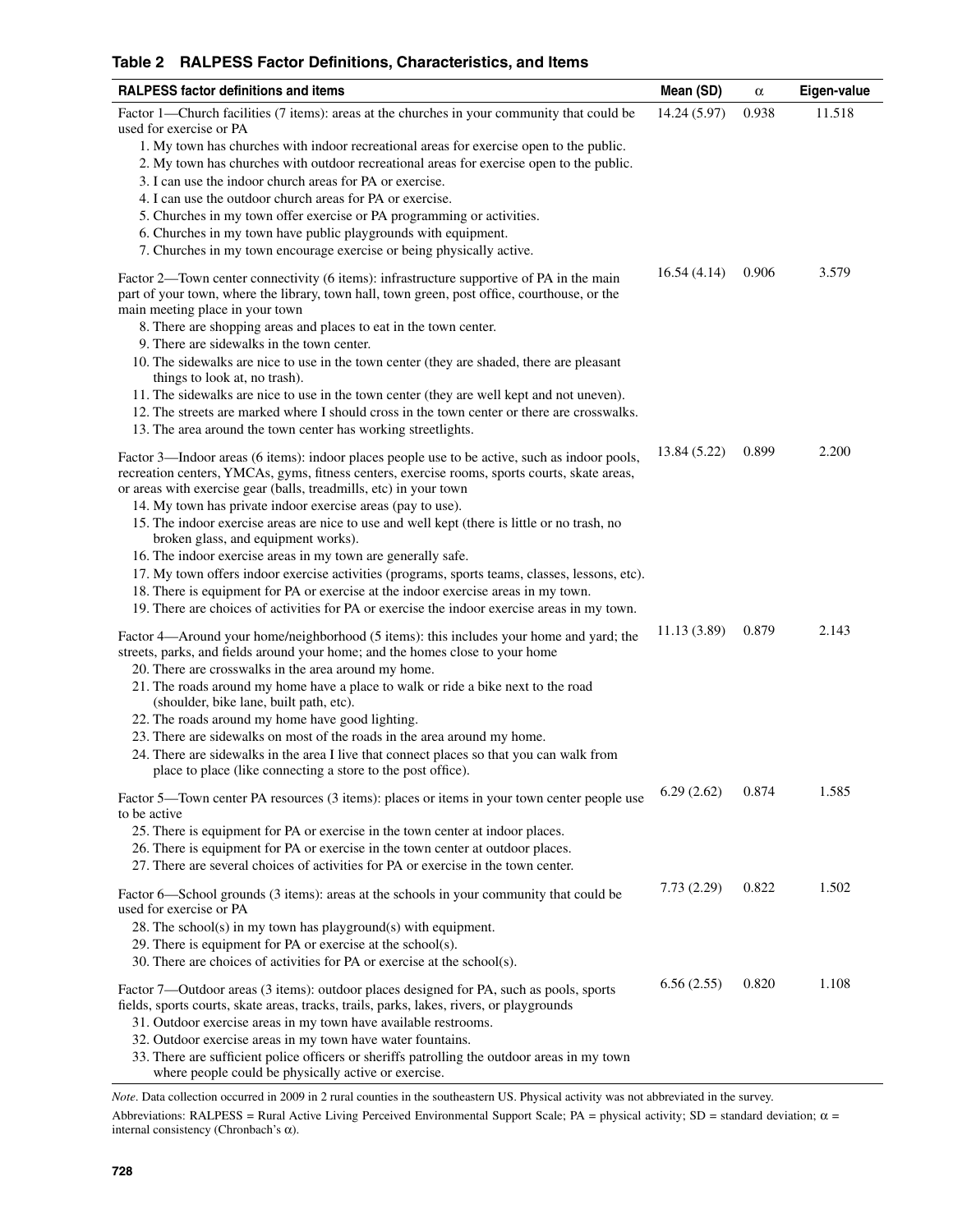**Table 2 RALPESS Factor Definitions, Characteristics, and Items**

| RALPESS factor definitions and items | Mean (SD) | α | Eigen-value |
|---|---|---|---|
| Factor 1—Church facilities (7 items): areas at the churches in your community that could be used for exercise or PA | 14.24 (5.97) | 0.938 | 11.518 |
| 1. My town has churches with indoor recreational areas for exercise open to the public. | | | |
| 2. My town has churches with outdoor recreational areas for exercise open to the public. | | | |
| 3. I can use the indoor church areas for PA or exercise. | | | |
| 4. I can use the outdoor church areas for PA or exercise. | | | |
| 5. Churches in my town offer exercise or PA programming or activities. | | | |
| 6. Churches in my town have public playgrounds with equipment. | | | |
| 7. Churches in my town encourage exercise or being physically active. | | | |
| Factor 2—Town center connectivity (6 items): infrastructure supportive of PA in the main part of your town, where the library, town hall, town green, post office, courthouse, or the main meeting place in your town | 16.54 (4.14) | 0.906 | 3.579 |
| 8. There are shopping areas and places to eat in the town center. | | | |
| 9. There are sidewalks in the town center. | | | |
| 10. The sidewalks are nice to use in the town center (they are shaded, there are pleasant things to look at, no trash). | | | |
| 11. The sidewalks are nice to use in the town center (they are well kept and not uneven). | | | |
| 12. The streets are marked where I should cross in the town center or there are crosswalks. | | | |
| 13. The area around the town center has working streetlights. | | | |
| Factor 3—Indoor areas (6 items): indoor places people use to be active, such as indoor pools, recreation centers, YMCAs, gyms, fitness centers, exercise rooms, sports courts, skate areas, or areas with exercise gear (balls, treadmills, etc) in your town | 13.84 (5.22) | 0.899 | 2.200 |
| 14. My town has private indoor exercise areas (pay to use). | | | |
| 15. The indoor exercise areas are nice to use and well kept (there is little or no trash, no broken glass, and equipment works). | | | |
| 16. The indoor exercise areas in my town are generally safe. | | | |
| 17. My town offers indoor exercise activities (programs, sports teams, classes, lessons, etc). | | | |
| 18. There is equipment for PA or exercise at the indoor exercise areas in my town. | | | |
| 19. There are choices of activities for PA or exercise the indoor exercise areas in my town. | | | |
| Factor 4—Around your home/neighborhood (5 items): this includes your home and yard; the streets, parks, and fields around your home; and the homes close to your home | 11.13 (3.89) | 0.879 | 2.143 |
| 20. There are crosswalks in the area around my home. | | | |
| 21. The roads around my home have a place to walk or ride a bike next to the road (shoulder, bike lane, built path, etc). | | | |
| 22. The roads around my home have good lighting. | | | |
| 23. There are sidewalks on most of the roads in the area around my home. | | | |
| 24. There are sidewalks in the area I live that connect places so that you can walk from place to place (like connecting a store to the post office). | | | |
| Factor 5—Town center PA resources (3 items): places or items in your town center people use to be active | 6.29 (2.62) | 0.874 | 1.585 |
| 25. There is equipment for PA or exercise in the town center at indoor places. | | | |
| 26. There is equipment for PA or exercise in the town center at outdoor places. | | | |
| 27. There are several choices of activities for PA or exercise in the town center. | | | |
| Factor 6—School grounds (3 items): areas at the schools in your community that could be used for exercise or PA | 7.73 (2.29) | 0.822 | 1.502 |
| 28. The school(s) in my town has playground(s) with equipment. | | | |
| 29. There is equipment for PA or exercise at the school(s). | | | |
| 30. There are choices of activities for PA or exercise at the school(s). | | | |
| Factor 7—Outdoor areas (3 items): outdoor places designed for PA, such as pools, sports fields, sports courts, skate areas, tracks, trails, parks, lakes, rivers, or playgrounds | 6.56 (2.55) | 0.820 | 1.108 |
| 31. Outdoor exercise areas in my town have available restrooms. | | | |
| 32. Outdoor exercise areas in my town have water fountains. | | | |
| 33. There are sufficient police officers or sheriffs patrolling the outdoor areas in my town where people could be physically active or exercise. | | | |

*Note*. Data collection occurred in 2009 in 2 rural counties in the southeastern US. Physical activity was not abbreviated in the survey.

Abbreviations: RALPESS = Rural Active Living Perceived Environmental Support Scale; PA = physical activity; SD = standard deviation; α = internal consistency (Chronbach's α).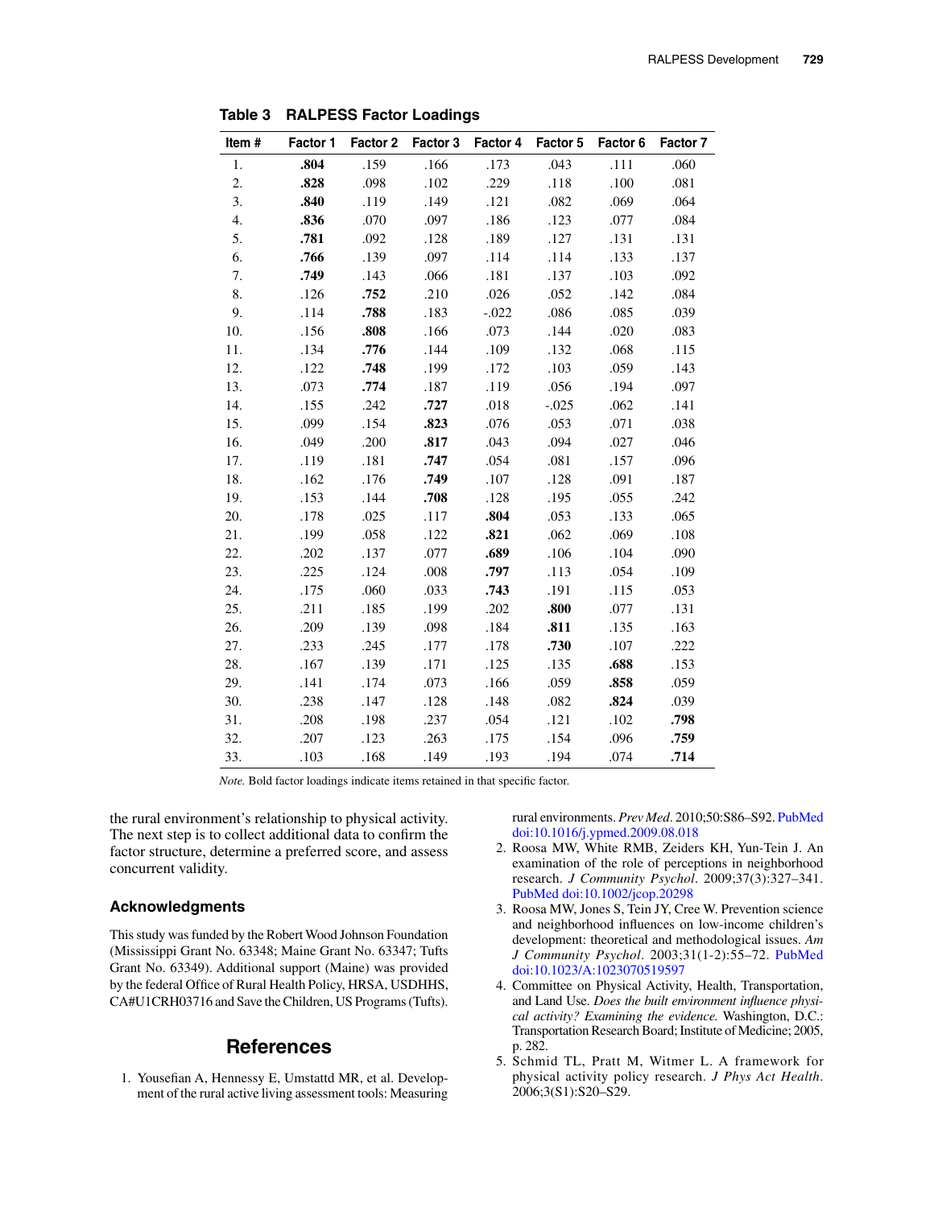**Table 3 RALPESS Factor Loadings**

| Item # | Factor 1 | Factor 2 | Factor 3 | Factor 4 | Factor 5 | Factor 6 | Factor 7 |
|---|---|---|---|---|---|---|---|
| 1. | **.804** | .159 | .166 | .173 | .043 | .111 | .060 |
| 2. | **.828** | .098 | .102 | .229 | .118 | .100 | .081 |
| 3. | **.840** | .119 | .149 | .121 | .082 | .069 | .064 |
| 4. | **.836** | .070 | .097 | .186 | .123 | .077 | .084 |
| 5. | **.781** | .092 | .128 | .189 | .127 | .131 | .131 |
| 6. | **.766** | .139 | .097 | .114 | .114 | .133 | .137 |
| 7. | **.749** | .143 | .066 | .181 | .137 | .103 | .092 |
| 8. | .126 | **.752** | .210 | .026 | .052 | .142 | .084 |
| 9. | .114 | **.788** | .183 | -.022 | .086 | .085 | .039 |
| 10. | .156 | **.808** | .166 | .073 | .144 | .020 | .083 |
| 11. | .134 | **.776** | .144 | .109 | .132 | .068 | .115 |
| 12. | .122 | **.748** | .199 | .172 | .103 | .059 | .143 |
| 13. | .073 | **.774** | .187 | .119 | .056 | .194 | .097 |
| 14. | .155 | .242 | **.727** | .018 | -.025 | .062 | .141 |
| 15. | .099 | .154 | **.823** | .076 | .053 | .071 | .038 |
| 16. | .049 | .200 | **.817** | .043 | .094 | .027 | .046 |
| 17. | .119 | .181 | **.747** | .054 | .081 | .157 | .096 |
| 18. | .162 | .176 | **.749** | .107 | .128 | .091 | .187 |
| 19. | .153 | .144 | **.708** | .128 | .195 | .055 | .242 |
| 20. | .178 | .025 | .117 | **.804** | .053 | .133 | .065 |
| 21. | .199 | .058 | .122 | **.821** | .062 | .069 | .108 |
| 22. | .202 | .137 | .077 | **.689** | .106 | .104 | .090 |
| 23. | .225 | .124 | .008 | **.797** | .113 | .054 | .109 |
| 24. | .175 | .060 | .033 | **.743** | .191 | .115 | .053 |
| 25. | .211 | .185 | .199 | .202 | **.800** | .077 | .131 |
| 26. | .209 | .139 | .098 | .184 | **.811** | .135 | .163 |
| 27. | .233 | .245 | .177 | .178 | **.730** | .107 | .222 |
| 28. | .167 | .139 | .171 | .125 | .135 | **.688** | .153 |
| 29. | .141 | .174 | .073 | .166 | .059 | **.858** | .059 |
| 30. | .238 | .147 | .128 | .148 | .082 | **.824** | .039 |
| 31. | .208 | .198 | .237 | .054 | .121 | .102 | **.798** |
| 32. | .207 | .123 | .263 | .175 | .154 | .096 | **.759** |
| 33. | .103 | .168 | .149 | .193 | .194 | .074 | **.714** |

*Note.* Bold factor loadings indicate items retained in that specific factor.

the rural environment's relationship to physical activity. The next step is to collect additional data to confirm the factor structure, determine a preferred score, and assess concurrent validity.

### Acknowledgments

This study was funded by the Robert Wood Johnson Foundation (Mississippi Grant No. 63348; Maine Grant No. 63347; Tufts Grant No. 63349). Additional support (Maine) was provided by the federal Office of Rural Health Policy, HRSA, USDHHS, CA#U1CRH03716 and Save the Children, US Programs (Tufts).

## References

1. Yousefian A, Hennessy E, Umstattd MR, et al. Development of the rural active living assessment tools: Measuring rural environments. *Prev Med*. 2010;50:S86–S92. PubMed doi:10.1016/j.ypmed.2009.08.018
2. Roosa MW, White RMB, Zeiders KH, Yun-Tein J. An examination of the role of perceptions in neighborhood research. *J Community Psychol*. 2009;37(3):327–341. PubMed doi:10.1002/jcop.20298
3. Roosa MW, Jones S, Tein JY, Cree W. Prevention science and neighborhood influences on low-income children's development: theoretical and methodological issues. *Am J Community Psychol*. 2003;31(1-2):55–72. PubMed doi:10.1023/A:1023070519597
4. Committee on Physical Activity, Health, Transportation, and Land Use. *Does the built environment influence physical activity? Examining the evidence.* Washington, D.C.: Transportation Research Board; Institute of Medicine; 2005, p. 282.
5. Schmid TL, Pratt M, Witmer L. A framework for physical activity policy research. *J Phys Act Health*. 2006;3(S1):S20–S29.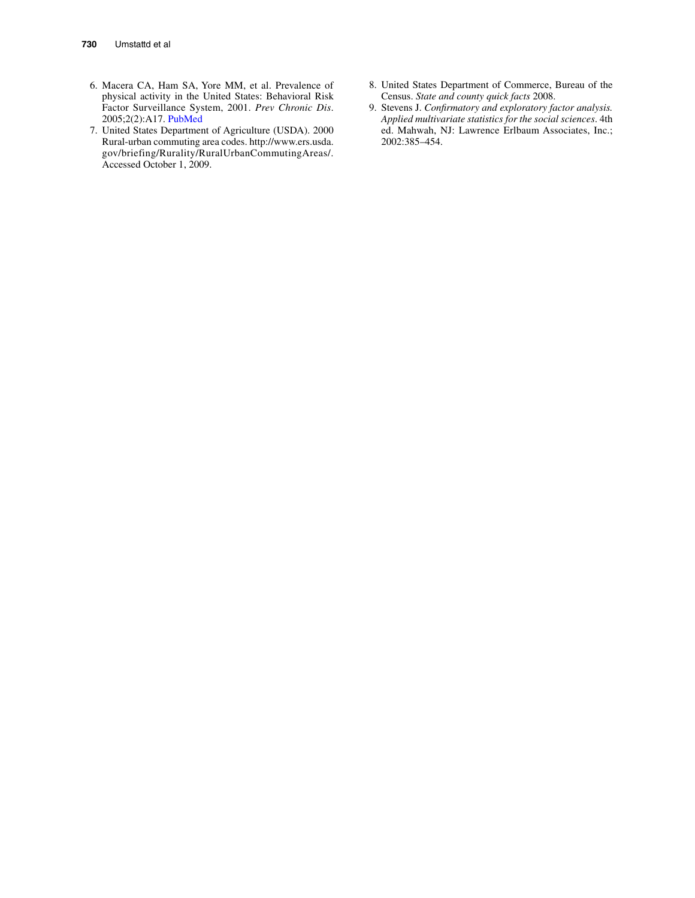6. Macera CA, Ham SA, Yore MM, et al. Prevalence of physical activity in the United States: Behavioral Risk Factor Surveillance System, 2001. *Prev Chronic Dis*. 2005;2(2):A17. PubMed
7. United States Department of Agriculture (USDA). 2000 Rural-urban commuting area codes. http://www.ers.usda.gov/briefing/Rurality/RuralUrbanCommutingAreas/. Accessed October 1, 2009.
8. United States Department of Commerce, Bureau of the Census. *State and county quick facts* 2008.
9. Stevens J. *Confirmatory and exploratory factor analysis. Applied multivariate statistics for the social sciences*. 4th ed. Mahwah, NJ: Lawrence Erlbaum Associates, Inc.; 2002:385–454.